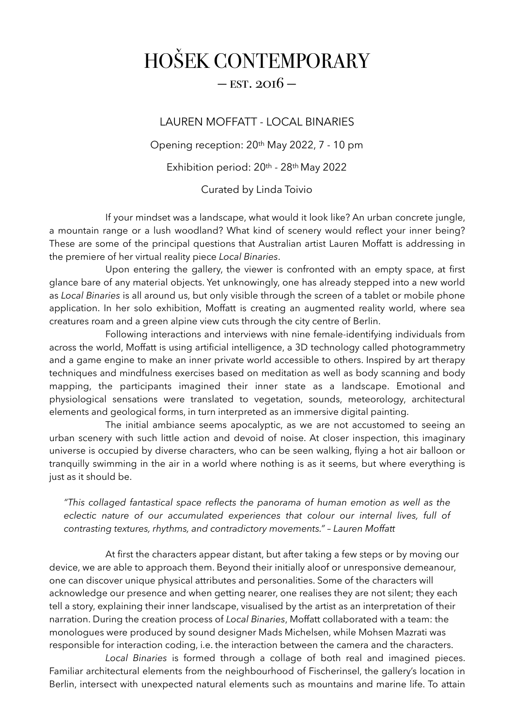# HOŠEK CONTEMPORARY

— EST. 2016 —

LAUREN MOFFATT - LOCAL BINARIES

Opening reception: 20th May 2022, 7 - 10 pm

Exhibition period: 20th - 28th May 2022

Curated by Linda Toivio

If your mindset was a landscape, what would it look like? An urban concrete jungle, a mountain range or a lush woodland? What kind of scenery would reflect your inner being? These are some of the principal questions that Australian artist Lauren Moffatt is addressing in the premiere of her virtual reality piece *Local Binaries*.

Upon entering the gallery, the viewer is confronted with an empty space, at first glance bare of any material objects. Yet unknowingly, one has already stepped into a new world as *Local Binaries* is all around us, but only visible through the screen of a tablet or mobile phone application. In her solo exhibition, Moffatt is creating an augmented reality world, where sea creatures roam and a green alpine view cuts through the city centre of Berlin.

Following interactions and interviews with nine female-identifying individuals from across the world, Moffatt is using artificial intelligence, a 3D technology called photogrammetry and a game engine to make an inner private world accessible to others. Inspired by art therapy techniques and mindfulness exercises based on meditation as well as body scanning and body mapping, the participants imagined their inner state as a landscape. Emotional and physiological sensations were translated to vegetation, sounds, meteorology, architectural elements and geological forms, in turn interpreted as an immersive digital painting.

The initial ambiance seems apocalyptic, as we are not accustomed to seeing an urban scenery with such little action and devoid of noise. At closer inspection, this imaginary universe is occupied by diverse characters, who can be seen walking, flying a hot air balloon or tranquilly swimming in the air in a world where nothing is as it seems, but where everything is just as it should be.

> *"This collaged fantastical space reflects the panorama of human emotion as well as the eclectic nature of our accumulated experiences that colour our internal lives, full of contrasting textures, rhythms, and contradictory movements." – Lauren Moffatt*

At first the characters appear distant, but after taking a few steps or by moving our device, we are able to approach them. Beyond their initially aloof or unresponsive demeanour, one can discover unique physical attributes and personalities. Some of the characters will acknowledge our presence and when getting nearer, one realises they are not silent; they each tell a story, explaining their inner landscape, visualised by the artist as an interpretation of their narration. During the creation process of *Local Binaries*, Moffatt collaborated with a team: the monologues were produced by sound designer Mads Michelsen, while Mohsen Mazrati was responsible for interaction coding, i.e. the interaction between the camera and the characters.

*Local Binaries* is formed through a collage of both real and imagined pieces. Familiar architectural elements from the neighbourhood of Fischerinsel, the gallery's location in Berlin, intersect with unexpected natural elements such as mountains and marine life. To attain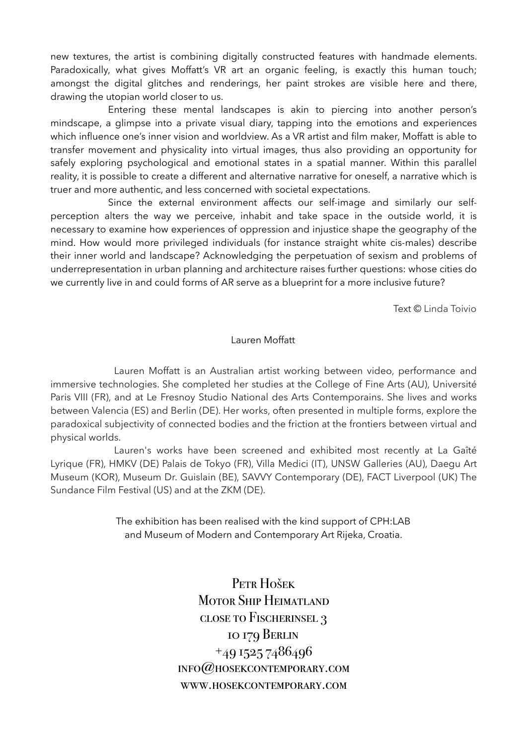new textures, the artist is combining digitally constructed features with handmade elements. Paradoxically, what gives Moffatt's VR art an organic feeling, is exactly this human touch; amongst the digital glitches and renderings, her paint strokes are visible here and there, drawing the utopian world closer to us.

Entering these mental landscapes is akin to piercing into another person's mindscape, a glimpse into a private visual diary, tapping into the emotions and experiences which influence one's inner vision and worldview. As a VR artist and film maker, Moffatt is able to transfer movement and physicality into virtual images, thus also providing an opportunity for safely exploring psychological and emotional states in a spatial manner. Within this parallel reality, it is possible to create a different and alternative narrative for oneself, a narrative which is truer and more authentic, and less concerned with societal expectations.

Since the external environment affects our self-image and similarly our self-perception alters the way we perceive, inhabit and take space in the outside world, it is necessary to examine how experiences of oppression and injustice shape the geography of the mind. How would more privileged individuals (for instance straight white cis-males) describe their inner world and landscape? Acknowledging the perpetuation of sexism and problems of underrepresentation in urban planning and architecture raises further questions: whose cities do we currently live in and could forms of AR serve as a blueprint for a more inclusive future?

Text © Linda Toivio

## Lauren Moffatt

Lauren Moffatt is an Australian artist working between video, performance and immersive technologies. She completed her studies at the College of Fine Arts (AU), Université Paris VIII (FR), and at Le Fresnoy Studio National des Arts Contemporains. She lives and works between Valencia (ES) and Berlin (DE). Her works, often presented in multiple forms, explore the paradoxical subjectivity of connected bodies and the friction at the frontiers between virtual and physical worlds.

Lauren's works have been screened and exhibited most recently at La Gaîté Lyrique (FR), HMKV (DE) Palais de Tokyo (FR), Villa Medici (IT), UNSW Galleries (AU), Daegu Art Museum (KOR), Museum Dr. Guislain (BE), SAVVY Contemporary (DE), FACT Liverpool (UK) The Sundance Film Festival (US) and at the ZKM (DE).

The exhibition has been realised with the kind support of CPH:LAB
and Museum of Modern and Contemporary Art Rijeka, Croatia.

Petr Hošek
Motor Ship Heimatland
close to Fischerinsel 3
10 179 Berlin
+49 1525 7486496
info@hosekcontemporary.com
www.hosekcontemporary.com